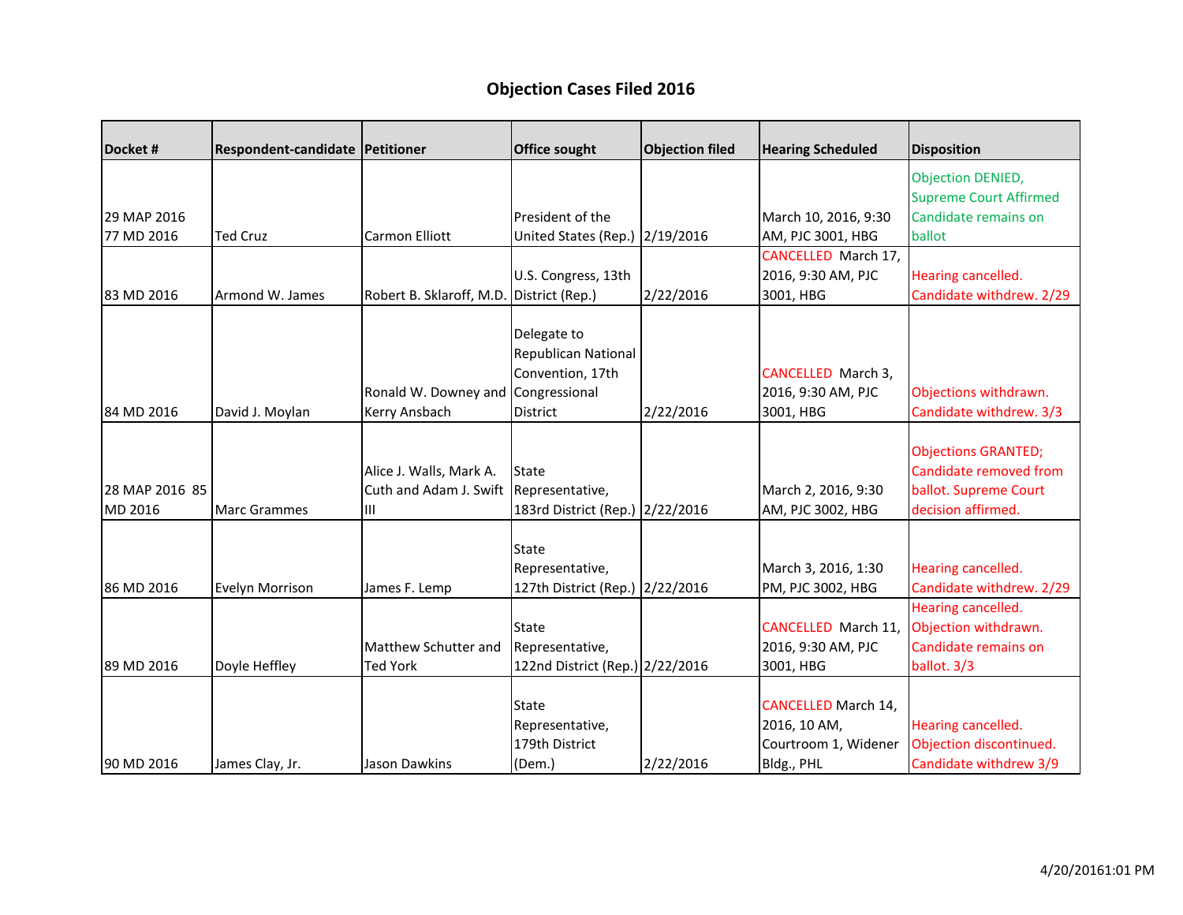# Objection Cases Filed 2016

| Docket # | Respondent-candidate | Petitioner | Office sought | Objection filed | Hearing Scheduled | Disposition |
|---|---|---|---|---|---|---|
| 29 MAP 2016 77 MD 2016 | Ted Cruz | Carmon Elliott | President of the United States (Rep.) | 2/19/2016 | March 10, 2016, 9:30 AM, PJC 3001, HBG | Objection DENIED, Supreme Court Affirmed Candidate remains on ballot |
| 83 MD 2016 | Armond W. James | Robert B. Sklaroff, M.D. | U.S. Congress, 13th District (Rep.) | 2/22/2016 | CANCELLED March 17, 2016, 9:30 AM, PJC 3001, HBG | Hearing cancelled. Candidate withdrew. 2/29 |
| 84 MD 2016 | David J. Moylan | Ronald W. Downey and Kerry Ansbach | Delegate to Republican National Convention, 17th Congressional District | 2/22/2016 | CANCELLED March 3, 2016, 9:30 AM, PJC 3001, HBG | Objections withdrawn. Candidate withdrew. 3/3 |
| 28 MAP 2016 85 MD 2016 | Marc Grammes | Alice J. Walls, Mark A. Cuth and Adam J. Swift III | State Representative, 183rd District (Rep.) | 2/22/2016 | March 2, 2016, 9:30 AM, PJC 3002, HBG | Objections GRANTED; Candidate removed from ballot. Supreme Court decision affirmed. |
| 86 MD 2016 | Evelyn Morrison | James F. Lemp | State Representative, 127th District (Rep.) | 2/22/2016 | March 3, 2016, 1:30 PM, PJC 3002, HBG | Hearing cancelled. Candidate withdrew. 2/29 |
| 89 MD 2016 | Doyle Heffley | Matthew Schutter and Ted York | State Representative, 122nd District (Rep.) | 2/22/2016 | CANCELLED March 11, 2016, 9:30 AM, PJC 3001, HBG | Hearing cancelled. Objection withdrawn. Candidate remains on ballot. 3/3 |
| 90 MD 2016 | James Clay, Jr. | Jason Dawkins | State Representative, 179th District (Dem.) | 2/22/2016 | CANCELLED March 14, 2016, 10 AM, Courtroom 1, Widener Bldg., PHL | Hearing cancelled. Objection discontinued. Candidate withdrew 3/9 |

4/20/20161:01 PM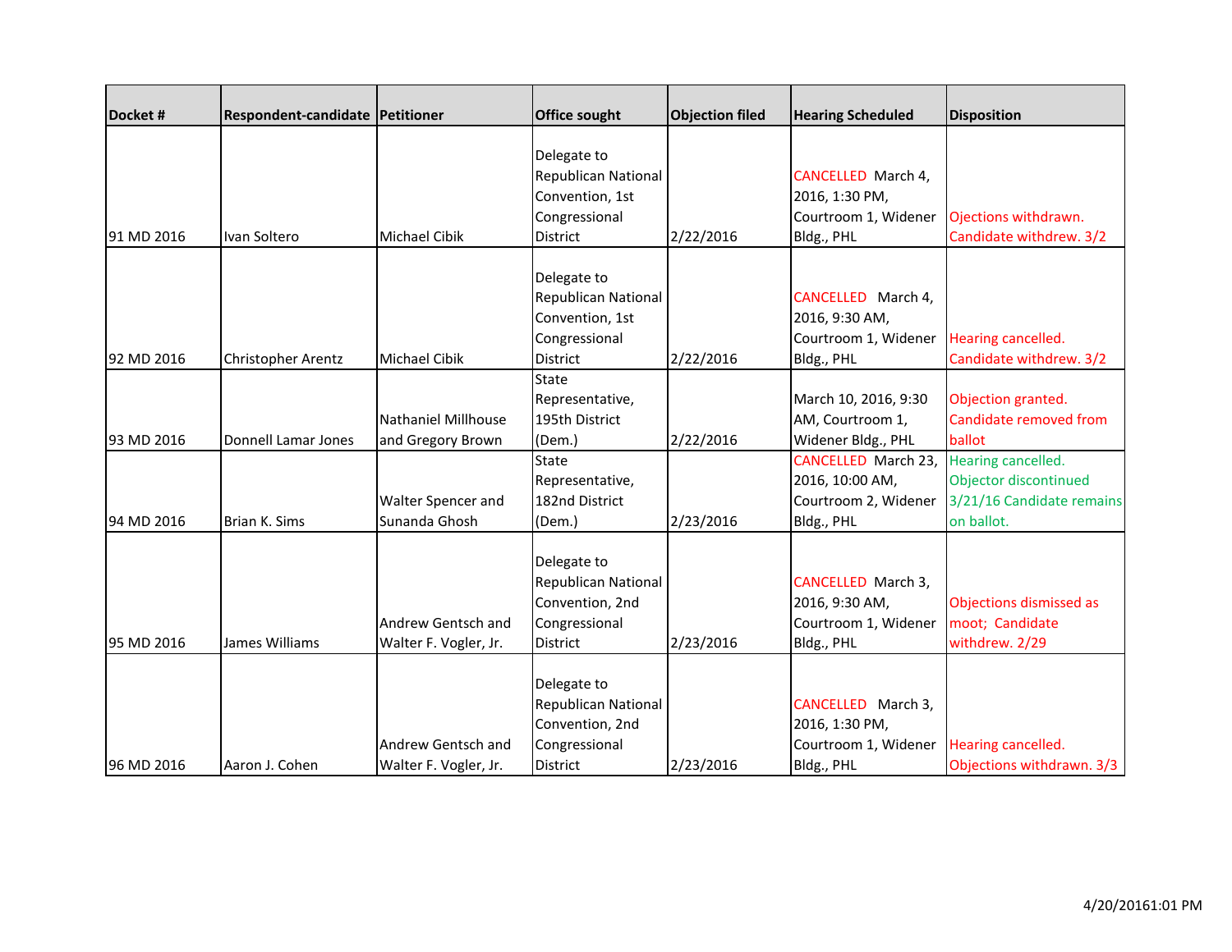| Docket # | Respondent-candidate | Petitioner | Office sought | Objection filed | Hearing Scheduled | Disposition |
|---|---|---|---|---|---|---|
| 91 MD 2016 | Ivan Soltero | Michael Cibik | Delegate to Republican National Convention, 1st Congressional District | 2/22/2016 | CANCELLED March 4, 2016, 1:30 PM, Courtroom 1, Widener Bldg., PHL | Ojections withdrawn. Candidate withdrew. 3/2 |
| 92 MD 2016 | Christopher Arentz | Michael Cibik | Delegate to Republican National Convention, 1st Congressional District | 2/22/2016 | CANCELLED March 4, 2016, 9:30 AM, Courtroom 1, Widener Bldg., PHL | Hearing cancelled. Candidate withdrew. 3/2 |
| 93 MD 2016 | Donnell Lamar Jones | Nathaniel Millhouse and Gregory Brown | State Representative, 195th District (Dem.) | 2/22/2016 | March 10, 2016, 9:30 AM, Courtroom 1, Widener Bldg., PHL | Objection granted. Candidate removed from ballot |
| 94 MD 2016 | Brian K. Sims | Walter Spencer and Sunanda Ghosh | State Representative, 182nd District (Dem.) | 2/23/2016 | CANCELLED March 23, 2016, 10:00 AM, Courtroom 2, Widener Bldg., PHL | Hearing cancelled. Objector discontinued 3/21/16 Candidate remains on ballot. |
| 95 MD 2016 | James Williams | Andrew Gentsch and Walter F. Vogler, Jr. | Delegate to Republican National Convention, 2nd Congressional District | 2/23/2016 | CANCELLED March 3, 2016, 9:30 AM, Courtroom 1, Widener Bldg., PHL | Objections dismissed as moot; Candidate withdrew. 2/29 |
| 96 MD 2016 | Aaron J. Cohen | Andrew Gentsch and Walter F. Vogler, Jr. | Delegate to Republican National Convention, 2nd Congressional District | 2/23/2016 | CANCELLED March 3, 2016, 1:30 PM, Courtroom 1, Widener Bldg., PHL | Hearing cancelled. Objections withdrawn. 3/3 |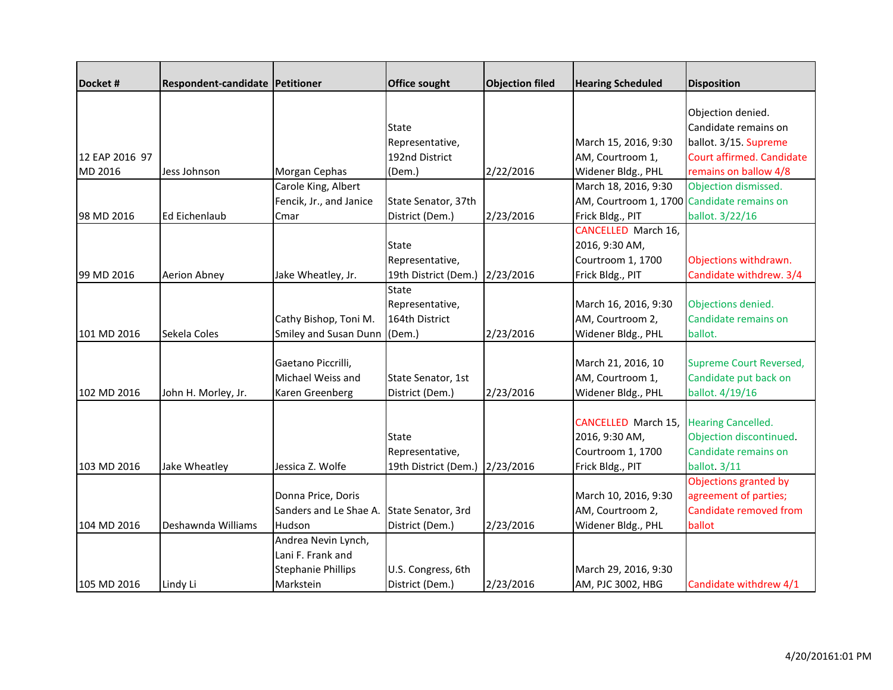| Docket # | Respondent-candidate | Petitioner | Office sought | Objection filed | Hearing Scheduled | Disposition |
|---|---|---|---|---|---|---|
| 12 EAP 2016 97 MD 2016 | Jess Johnson | Morgan Cephas | State Representative, 192nd District (Dem.) | 2/22/2016 | March 15, 2016, 9:30 AM, Courtroom 1, Widener Bldg., PHL | Objection denied. Candidate remains on ballot. 3/15. Supreme Court affirmed. Candidate remains on ballow 4/8 |
| 98 MD 2016 | Ed Eichenlaub | Carole King, Albert Fencik, Jr., and Janice Cmar | State Senator, 37th District (Dem.) | 2/23/2016 | March 18, 2016, 9:30 AM, Courtroom 1, 1700 Frick Bldg., PIT | Objection dismissed. Candidate remains on ballot. 3/22/16 |
| 99 MD 2016 | Aerion Abney | Jake Wheatley, Jr. | State Representative, 19th District (Dem.) | 2/23/2016 | CANCELLED March 16, 2016, 9:30 AM, Courtroom 1, 1700 Frick Bldg., PIT | Objections withdrawn. Candidate withdrew. 3/4 |
| 101 MD 2016 | Sekela Coles | Cathy Bishop, Toni M. Smiley and Susan Dunn | State Representative, 164th District (Dem.) | 2/23/2016 | March 16, 2016, 9:30 AM, Courtroom 2, Widener Bldg., PHL | Objections denied. Candidate remains on ballot. |
| 102 MD 2016 | John H. Morley, Jr. | Gaetano Piccrilli, Michael Weiss and Karen Greenberg | State Senator, 1st District (Dem.) | 2/23/2016 | March 21, 2016, 10 AM, Courtroom 1, Widener Bldg., PHL | Supreme Court Reversed, Candidate put back on ballot. 4/19/16 |
| 103 MD 2016 | Jake Wheatley | Jessica Z. Wolfe | State Representative, 19th District (Dem.) | 2/23/2016 | CANCELLED March 15, 2016, 9:30 AM, Courtroom 1, 1700 Frick Bldg., PIT | Hearing Cancelled. Objection discontinued. Candidate remains on ballot. 3/11 |
| 104 MD 2016 | Deshawnda Williams | Donna Price, Doris Sanders and Le Shae A. Hudson | State Senator, 3rd District (Dem.) | 2/23/2016 | March 10, 2016, 9:30 AM, Courtroom 2, Widener Bldg., PHL | Objections granted by agreement of parties; Candidate removed from ballot |
| 105 MD 2016 | Lindy Li | Andrea Nevin Lynch, Lani F. Frank and Stephanie Phillips Markstein | U.S. Congress, 6th District (Dem.) | 2/23/2016 | March 29, 2016, 9:30 AM, PJC 3002, HBG | Candidate withdrew 4/1 |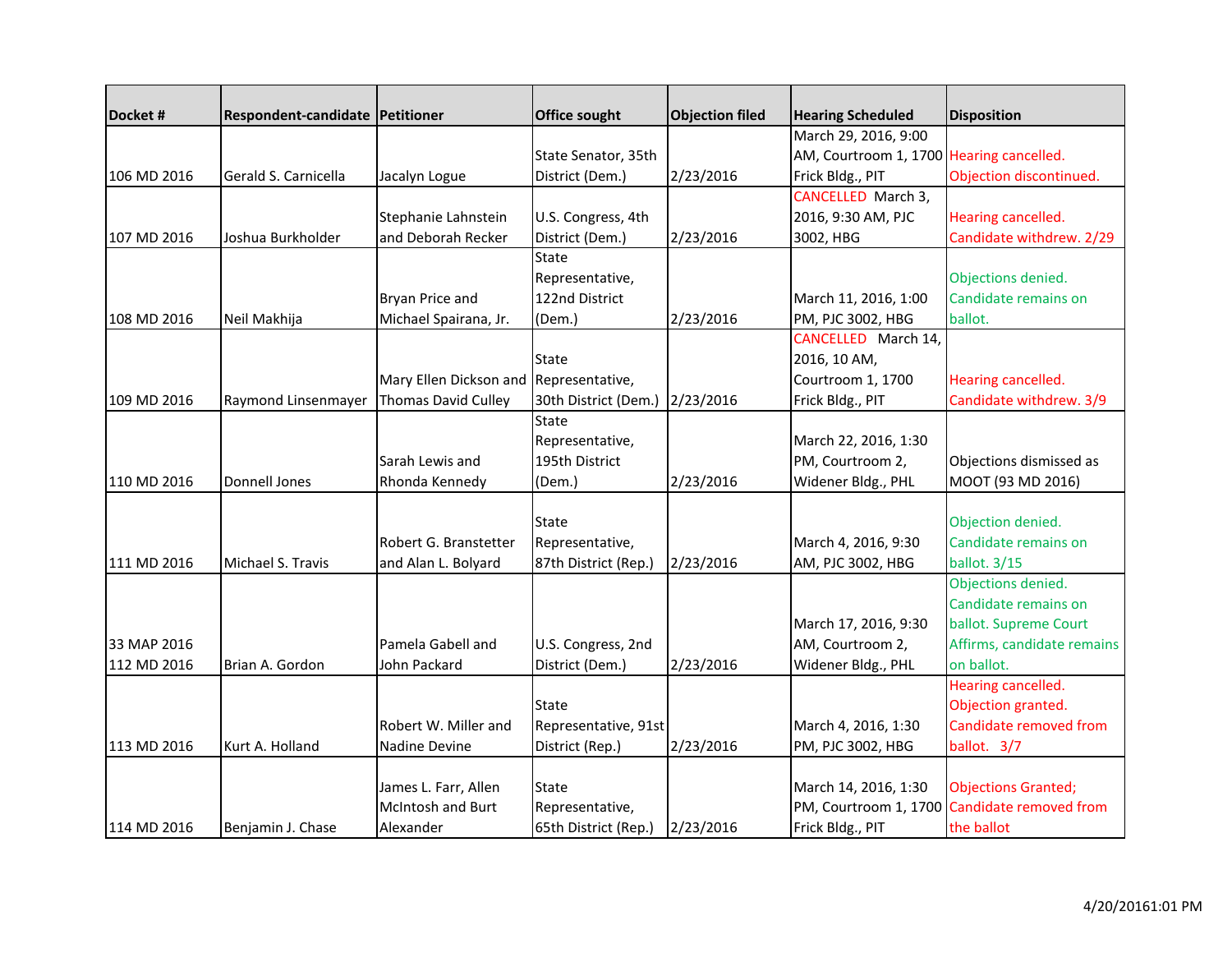| Docket # | Respondent-candidate | Petitioner | Office sought | Objection filed | Hearing Scheduled | Disposition |
|---|---|---|---|---|---|---|
| 106 MD 2016 | Gerald S. Carnicella | Jacalyn Logue | State Senator, 35th District (Dem.) | 2/23/2016 | March 29, 2016, 9:00 AM, Courtroom 1, 1700 Frick Bldg., PIT | Hearing cancelled. Objection discontinued. |
| 107 MD 2016 | Joshua Burkholder | Stephanie Lahnstein and Deborah Recker | U.S. Congress, 4th District (Dem.) | 2/23/2016 | CANCELLED March 3, 2016, 9:30 AM, PJC 3002, HBG | Hearing cancelled. Candidate withdrew. 2/29 |
| 108 MD 2016 | Neil Makhija | Bryan Price and Michael Spairana, Jr. | State Representative, 122nd District (Dem.) | 2/23/2016 | March 11, 2016, 1:00 PM, PJC 3002, HBG | Objections denied. Candidate remains on ballot. |
| 109 MD 2016 | Raymond Linsenmayer | Mary Ellen Dickson and Thomas David Culley | State Representative, 30th District (Dem.) | 2/23/2016 | CANCELLED March 14, 2016, 10 AM, Courtroom 1, 1700 Frick Bldg., PIT | Hearing cancelled. Candidate withdrew. 3/9 |
| 110 MD 2016 | Donnell Jones | Sarah Lewis and Rhonda Kennedy | State Representative, 195th District (Dem.) | 2/23/2016 | March 22, 2016, 1:30 PM, Courtroom 2, Widener Bldg., PHL | Objections dismissed as MOOT (93 MD 2016) |
| 111 MD 2016 | Michael S. Travis | Robert G. Branstetter and Alan L. Bolyard | State Representative, 87th District (Rep.) | 2/23/2016 | March 4, 2016, 9:30 AM, PJC 3002, HBG | Objection denied. Candidate remains on ballot. 3/15 |
| 33 MAP 2016 112 MD 2016 | Brian A. Gordon | Pamela Gabell and John Packard | U.S. Congress, 2nd District (Dem.) | 2/23/2016 | March 17, 2016, 9:30 AM, Courtroom 2, Widener Bldg., PHL | Objections denied. Candidate remains on ballot. Supreme Court Affirms, candidate remains on ballot. |
| 113 MD 2016 | Kurt A. Holland | Robert W. Miller and Nadine Devine | State Representative, 91st District (Rep.) | 2/23/2016 | March 4, 2016, 1:30 PM, PJC 3002, HBG | Hearing cancelled. Objection granted. Candidate removed from ballot. 3/7 |
| 114 MD 2016 | Benjamin J. Chase | James L. Farr, Allen McIntosh and Burt Alexander | State Representative, 65th District (Rep.) | 2/23/2016 | March 14, 2016, 1:30 PM, Courtroom 1, 1700 Frick Bldg., PIT | Objections Granted; Candidate removed from the ballot |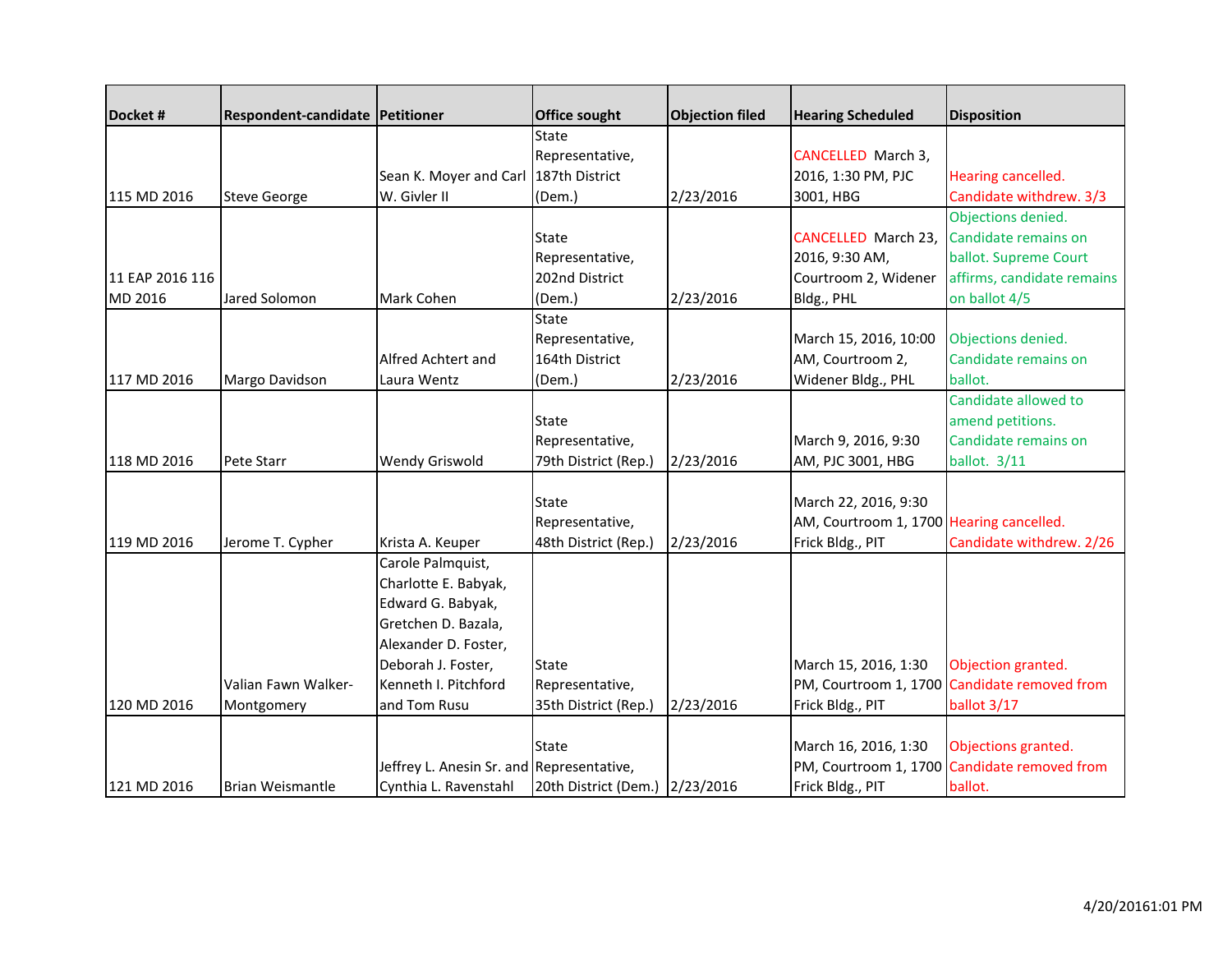| Docket # | Respondent-candidate | Petitioner | Office sought | Objection filed | Hearing Scheduled | Disposition |
|---|---|---|---|---|---|---|
| 115 MD 2016 | Steve George | Sean K. Moyer and Carl W. Givler II | State Representative, 187th District (Dem.) | 2/23/2016 | CANCELLED March 3, 2016, 1:30 PM, PJC 3001, HBG | Hearing cancelled. Candidate withdrew. 3/3 |
| 11 EAP 2016 116 MD 2016 | Jared Solomon | Mark Cohen | State Representative, 202nd District (Dem.) | 2/23/2016 | CANCELLED March 23, 2016, 9:30 AM, Courtroom 2, Widener Bldg., PHL | Objections denied. Candidate remains on ballot. Supreme Court affirms, candidate remains on ballot 4/5 |
| 117 MD 2016 | Margo Davidson | Alfred Achtert and Laura Wentz | State Representative, 164th District (Dem.) | 2/23/2016 | March 15, 2016, 10:00 AM, Courtroom 2, Widener Bldg., PHL | Objections denied. Candidate remains on ballot. |
| 118 MD 2016 | Pete Starr | Wendy Griswold | State Representative, 79th District (Rep.) | 2/23/2016 | March 9, 2016, 9:30 AM, PJC 3001, HBG | Candidate allowed to amend petitions. Candidate remains on ballot. 3/11 |
| 119 MD 2016 | Jerome T. Cypher | Krista A. Keuper | State Representative, 48th District (Rep.) | 2/23/2016 | March 22, 2016, 9:30 AM, Courtroom 1, 1700 Frick Bldg., PIT | Hearing cancelled. Candidate withdrew. 2/26 |
| 120 MD 2016 | Valian Fawn Walker-Montgomery | Carole Palmquist, Charlotte E. Babyak, Edward G. Babyak, Gretchen D. Bazala, Alexander D. Foster, Deborah J. Foster, Kenneth I. Pitchford and Tom Rusu | State Representative, 35th District (Rep.) | 2/23/2016 | March 15, 2016, 1:30 PM, Courtroom 1, 1700 Frick Bldg., PIT | Objection granted. Candidate removed from ballot 3/17 |
| 121 MD 2016 | Brian Weismantle | Jeffrey L. Anesin Sr. and Cynthia L. Ravenstahl | State Representative, 20th District (Dem.) | 2/23/2016 | March 16, 2016, 1:30 PM, Courtroom 1, 1700 Frick Bldg., PIT | Objections granted. Candidate removed from ballot. |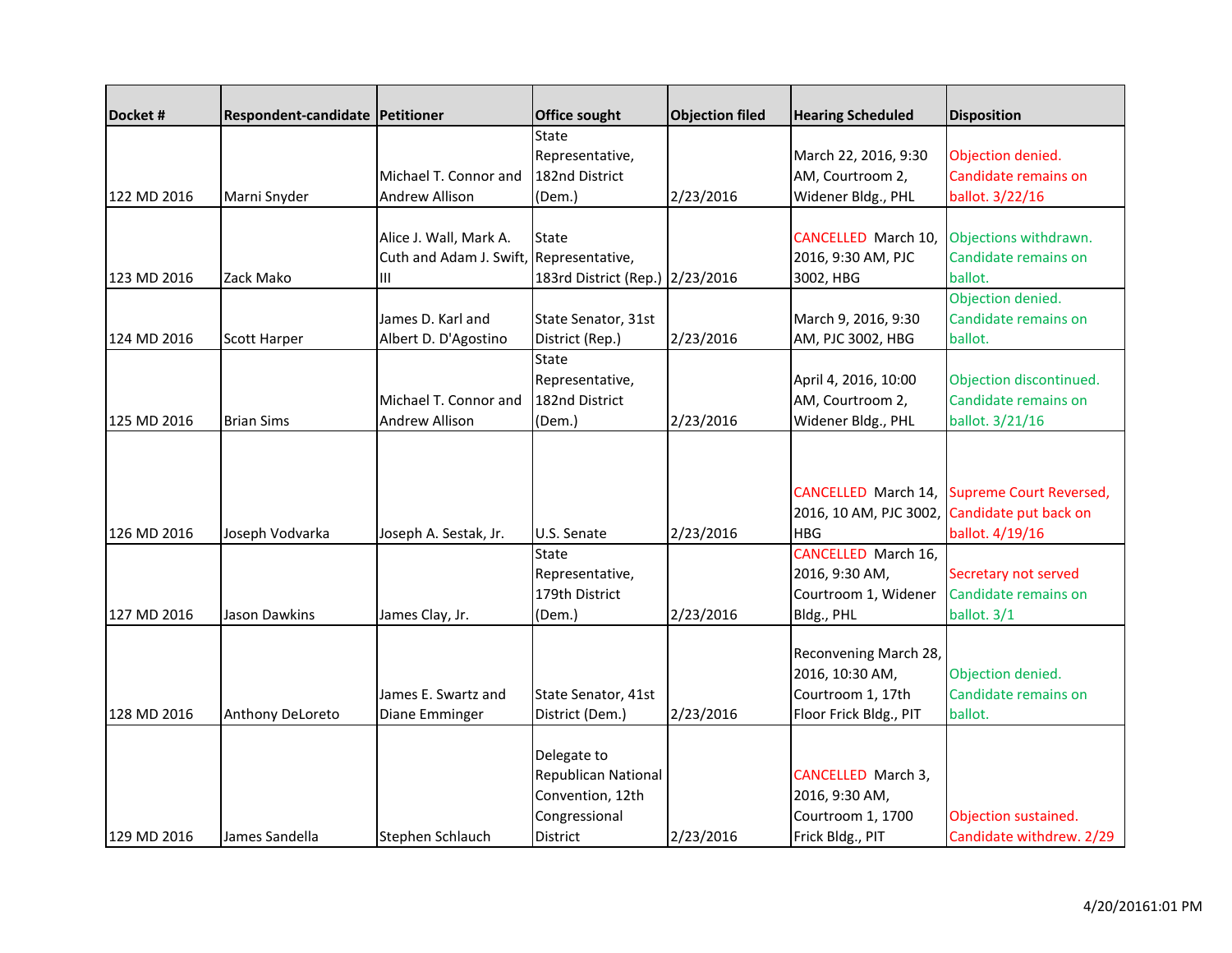| Docket # | Respondent-candidate | Petitioner | Office sought | Objection filed | Hearing Scheduled | Disposition |
|---|---|---|---|---|---|---|
| 122 MD 2016 | Marni Snyder | Michael T. Connor and Andrew Allison | State Representative, 182nd District (Dem.) | 2/23/2016 | March 22, 2016, 9:30 AM, Courtroom 2, Widener Bldg., PHL | Objection denied. Candidate remains on ballot. 3/22/16 |
| 123 MD 2016 | Zack Mako | Alice J. Wall, Mark A. Cuth and Adam J. Swift, III | State Representative, 183rd District (Rep.) | 2/23/2016 | CANCELLED March 10, 2016, 9:30 AM, PJC 3002, HBG | Objections withdrawn. Candidate remains on ballot. |
| 124 MD 2016 | Scott Harper | James D. Karl and Albert D. D'Agostino | State Senator, 31st District (Rep.) | 2/23/2016 | March 9, 2016, 9:30 AM, PJC 3002, HBG | Objection denied. Candidate remains on ballot. |
| 125 MD 2016 | Brian Sims | Michael T. Connor and Andrew Allison | State Representative, 182nd District (Dem.) | 2/23/2016 | April 4, 2016, 10:00 AM, Courtroom 2, Widener Bldg., PHL | Objection discontinued. Candidate remains on ballot. 3/21/16 |
| 126 MD 2016 | Joseph Vodvarka | Joseph A. Sestak, Jr. | U.S. Senate | 2/23/2016 | CANCELLED March 14, 2016, 10 AM, PJC 3002, HBG | Supreme Court Reversed, Candidate put back on ballot. 4/19/16 |
| 127 MD 2016 | Jason Dawkins | James Clay, Jr. | State Representative, 179th District (Dem.) | 2/23/2016 | CANCELLED March 16, 2016, 9:30 AM, Courtroom 1, Widener Bldg., PHL | Secretary not served Candidate remains on ballot. 3/1 |
| 128 MD 2016 | Anthony DeLoreto | James E. Swartz and Diane Emminger | State Senator, 41st District (Dem.) | 2/23/2016 | Reconvening March 28, 2016, 10:30 AM, Courtroom 1, 17th Floor Frick Bldg., PIT | Objection denied. Candidate remains on ballot. |
| 129 MD 2016 | James Sandella | Stephen Schlauch | Delegate to Republican National Convention, 12th Congressional District | 2/23/2016 | CANCELLED March 3, 2016, 9:30 AM, Courtroom 1, 1700 Frick Bldg., PIT | Objection sustained. Candidate withdrew. 2/29 |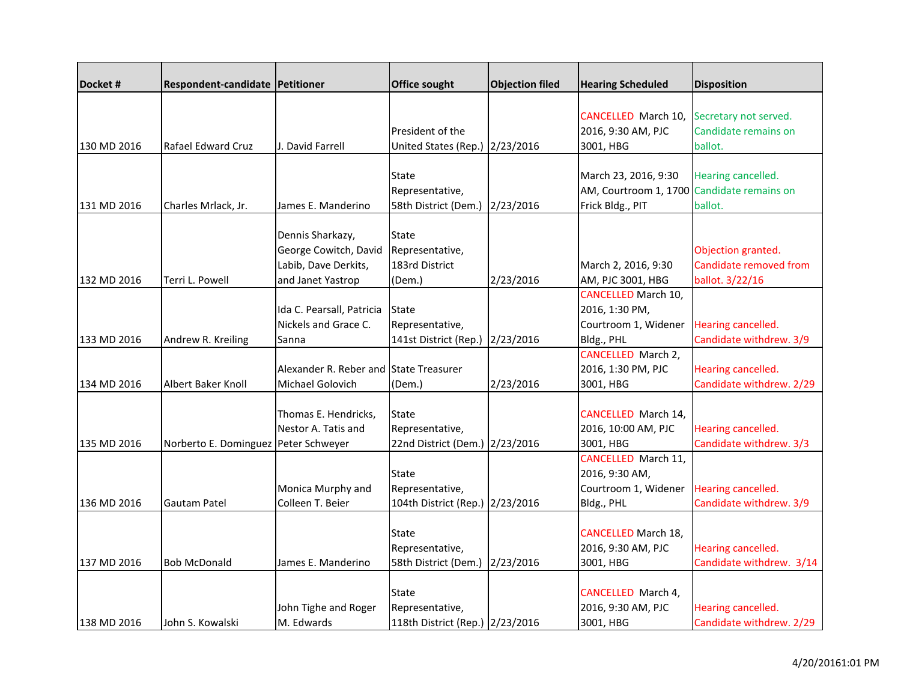| Docket # | Respondent-candidate | Petitioner | Office sought | Objection filed | Hearing Scheduled | Disposition |
|---|---|---|---|---|---|---|
| 130 MD 2016 | Rafael Edward Cruz | J. David Farrell | President of the United States (Rep.) | 2/23/2016 | CANCELLED March 10, 2016, 9:30 AM, PJC 3001, HBG | Secretary not served. Candidate remains on ballot. |
| 131 MD 2016 | Charles Mrlack, Jr. | James E. Manderino | State Representative, 58th District (Dem.) | 2/23/2016 | March 23, 2016, 9:30 AM, Courtroom 1, 1700 Frick Bldg., PIT | Hearing cancelled. Candidate remains on ballot. |
| 132 MD 2016 | Terri L. Powell | Dennis Sharkazy, George Cowitch, David Labib, Dave Derkits, and Janet Yastrop | State Representative, 183rd District (Dem.) | 2/23/2016 | March 2, 2016, 9:30 AM, PJC 3001, HBG | Objection granted. Candidate removed from ballot. 3/22/16 |
| 133 MD 2016 | Andrew R. Kreiling | Ida C. Pearsall, Patricia Nickels and Grace C. Sanna | State Representative, 141st District (Rep.) | 2/23/2016 | CANCELLED March 10, 2016, 1:30 PM, Courtroom 1, Widener Bldg., PHL | Hearing cancelled. Candidate withdrew. 3/9 |
| 134 MD 2016 | Albert Baker Knoll | Alexander R. Reber and Michael Golovich | State Treasurer (Dem.) | 2/23/2016 | CANCELLED March 2, 2016, 1:30 PM, PJC 3001, HBG | Hearing cancelled. Candidate withdrew. 2/29 |
| 135 MD 2016 | Norberto E. Dominguez | Thomas E. Hendricks, Nestor A. Tatis and Peter Schweyer | State Representative, 22nd District (Dem.) | 2/23/2016 | CANCELLED March 14, 2016, 10:00 AM, PJC 3001, HBG | Hearing cancelled. Candidate withdrew. 3/3 |
| 136 MD 2016 | Gautam Patel | Monica Murphy and Colleen T. Beier | State Representative, 104th District (Rep.) | 2/23/2016 | CANCELLED March 11, 2016, 9:30 AM, Courtroom 1, Widener Bldg., PHL | Hearing cancelled. Candidate withdrew. 3/9 |
| 137 MD 2016 | Bob McDonald | James E. Manderino | State Representative, 58th District (Dem.) | 2/23/2016 | CANCELLED March 18, 2016, 9:30 AM, PJC 3001, HBG | Hearing cancelled. Candidate withdrew. 3/14 |
| 138 MD 2016 | John S. Kowalski | John Tighe and Roger M. Edwards | State Representative, 118th District (Rep.) | 2/23/2016 | CANCELLED March 4, 2016, 9:30 AM, PJC 3001, HBG | Hearing cancelled. Candidate withdrew. 2/29 |

4/20/20161:01 PM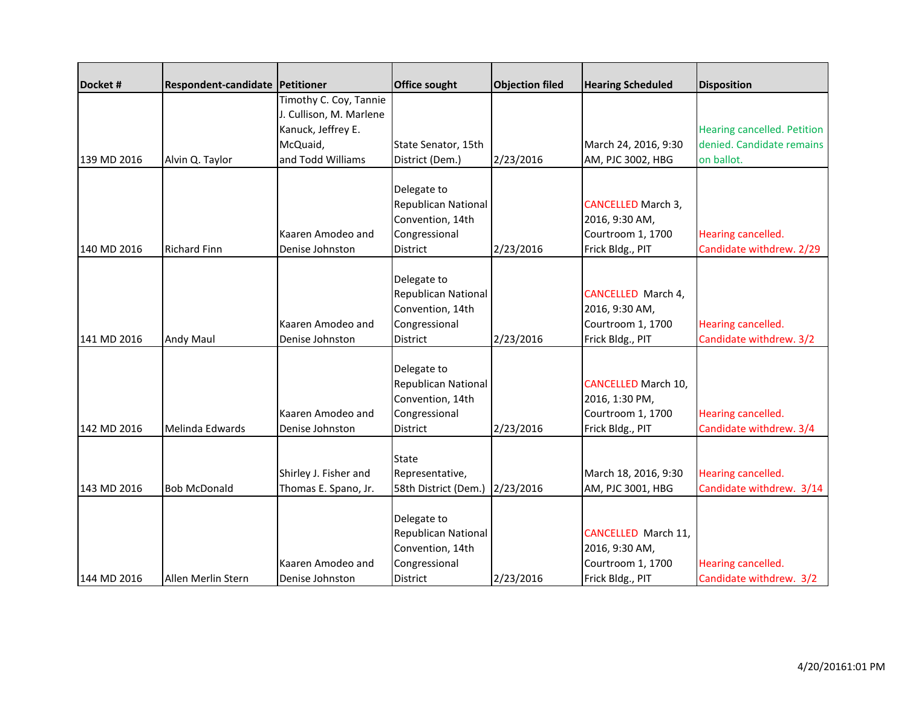| Docket # | Respondent-candidate | Petitioner | Office sought | Objection filed | Hearing Scheduled | Disposition |
|---|---|---|---|---|---|---|
| 139 MD 2016 | Alvin Q. Taylor | Timothy C. Coy, Tannie J. Cullison, M. Marlene Kanuck, Jeffrey E. McQuaid, and Todd Williams | State Senator, 15th District (Dem.) | 2/23/2016 | March 24, 2016, 9:30 AM, PJC 3002, HBG | Hearing cancelled. Petition denied. Candidate remains on ballot. |
| 140 MD 2016 | Richard Finn | Kaaren Amodeo and Denise Johnston | Delegate to Republican National Convention, 14th Congressional District | 2/23/2016 | CANCELLED March 3, 2016, 9:30 AM, Courtroom 1, 1700 Frick Bldg., PIT | Hearing cancelled. Candidate withdrew. 2/29 |
| 141 MD 2016 | Andy Maul | Kaaren Amodeo and Denise Johnston | Delegate to Republican National Convention, 14th Congressional District | 2/23/2016 | CANCELLED March 4, 2016, 9:30 AM, Courtroom 1, 1700 Frick Bldg., PIT | Hearing cancelled. Candidate withdrew. 3/2 |
| 142 MD 2016 | Melinda Edwards | Kaaren Amodeo and Denise Johnston | Delegate to Republican National Convention, 14th Congressional District | 2/23/2016 | CANCELLED March 10, 2016, 1:30 PM, Courtroom 1, 1700 Frick Bldg., PIT | Hearing cancelled. Candidate withdrew. 3/4 |
| 143 MD 2016 | Bob McDonald | Shirley J. Fisher and Thomas E. Spano, Jr. | State Representative, 58th District (Dem.) | 2/23/2016 | March 18, 2016, 9:30 AM, PJC 3001, HBG | Hearing cancelled. Candidate withdrew. 3/14 |
| 144 MD 2016 | Allen Merlin Stern | Kaaren Amodeo and Denise Johnston | Delegate to Republican National Convention, 14th Congressional District | 2/23/2016 | CANCELLED March 11, 2016, 9:30 AM, Courtroom 1, 1700 Frick Bldg., PIT | Hearing cancelled. Candidate withdrew. 3/2 |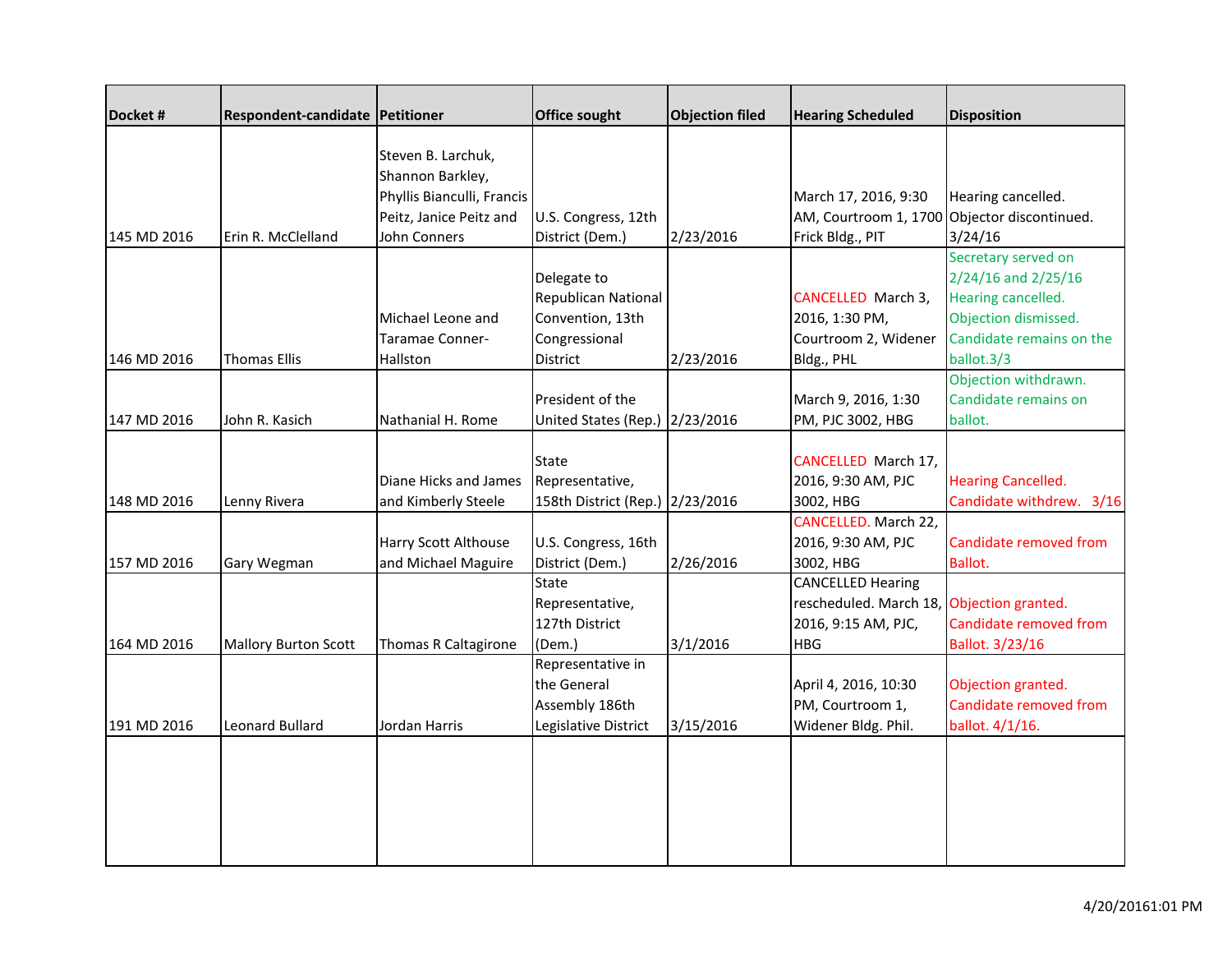| Docket # | Respondent-candidate | Petitioner | Office sought | Objection filed | Hearing Scheduled | Disposition |
|---|---|---|---|---|---|---|
| 145 MD 2016 | Erin R. McClelland | Steven B. Larchuk, Shannon Barkley, Phyllis Bianculli, Francis Peitz, Janice Peitz and John Conners | U.S. Congress, 12th District (Dem.) | 2/23/2016 | March 17, 2016, 9:30 AM, Courtroom 1, 1700 Frick Bldg., PIT | Hearing cancelled. Objector discontinued. 3/24/16 |
| 146 MD 2016 | Thomas Ellis | Michael Leone and Taramae Conner-Hallston | Delegate to Republican National Convention, 13th Congressional District | 2/23/2016 | CANCELLED March 3, 2016, 1:30 PM, Courtroom 2, Widener Bldg., PHL | Secretary served on 2/24/16 and 2/25/16 Hearing cancelled. Objection dismissed. Candidate remains on the ballot.3/3 |
| 147 MD 2016 | John R. Kasich | Nathanial H. Rome | President of the United States (Rep.) | 2/23/2016 | March 9, 2016, 1:30 PM, PJC 3002, HBG | Objection withdrawn. Candidate remains on ballot. |
| 148 MD 2016 | Lenny Rivera | Diane Hicks and James and Kimberly Steele | State Representative, 158th District (Rep.) | 2/23/2016 | CANCELLED March 17, 2016, 9:30 AM, PJC 3002, HBG | Hearing Cancelled. Candidate withdrew. 3/16 |
| 157 MD 2016 | Gary Wegman | Harry Scott Althouse and Michael Maguire | U.S. Congress, 16th District (Dem.) | 2/26/2016 | CANCELLED. March 22, 2016, 9:30 AM, PJC 3002, HBG | Candidate removed from Ballot. |
| 164 MD 2016 | Mallory Burton Scott | Thomas R Caltagirone | State Representative, 127th District (Dem.) | 3/1/2016 | CANCELLED Hearing rescheduled. March 18, 2016, 9:15 AM, PJC, HBG | Objection granted. Candidate removed from Ballot. 3/23/16 |
| 191 MD 2016 | Leonard Bullard | Jordan Harris | Representative in the General Assembly 186th Legislative District | 3/15/2016 | April 4, 2016, 10:30 PM, Courtroom 1, Widener Bldg. Phil. | Objection granted. Candidate removed from ballot. 4/1/16. |
| | | | | | | |

4/20/20161:01 PM